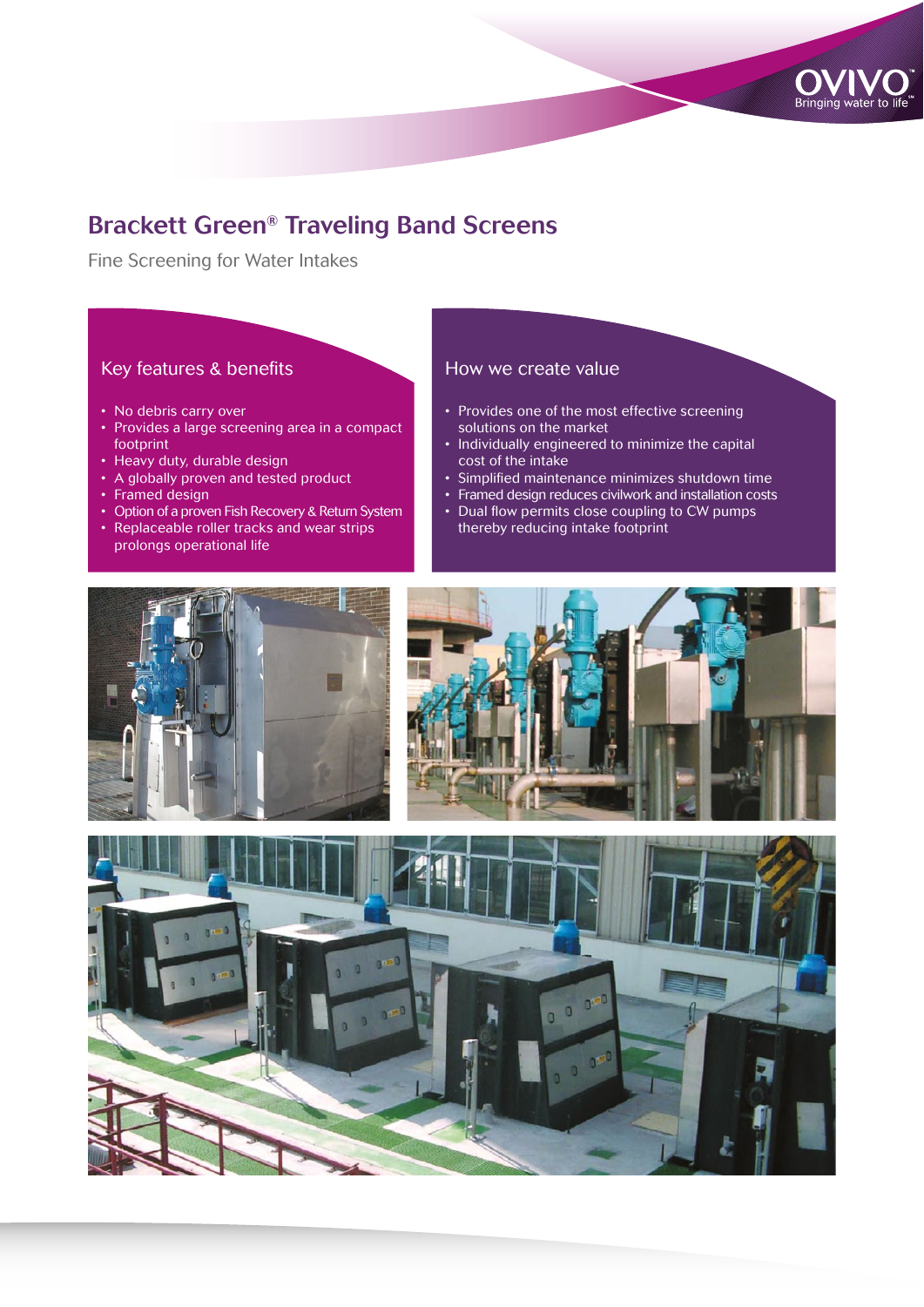OVIVO
Bringing water to life

# Brackett Green® Traveling Band Screens

Fine Screening for Water Intakes

## Key features & benefits

- No debris carry over
- Provides a large screening area in a compact footprint
- Heavy duty, durable design
- A globally proven and tested product
- Framed design
- Option of a proven Fish Recovery & Return System
- Replaceable roller tracks and wear strips prolongs operational life

## How we create value

- Provides one of the most effective screening solutions on the market
- Individually engineered to minimize the capital cost of the intake
- Simplified maintenance minimizes shutdown time
- Framed design reduces civilwork and installation costs
- Dual flow permits close coupling to CW pumps thereby reducing intake footprint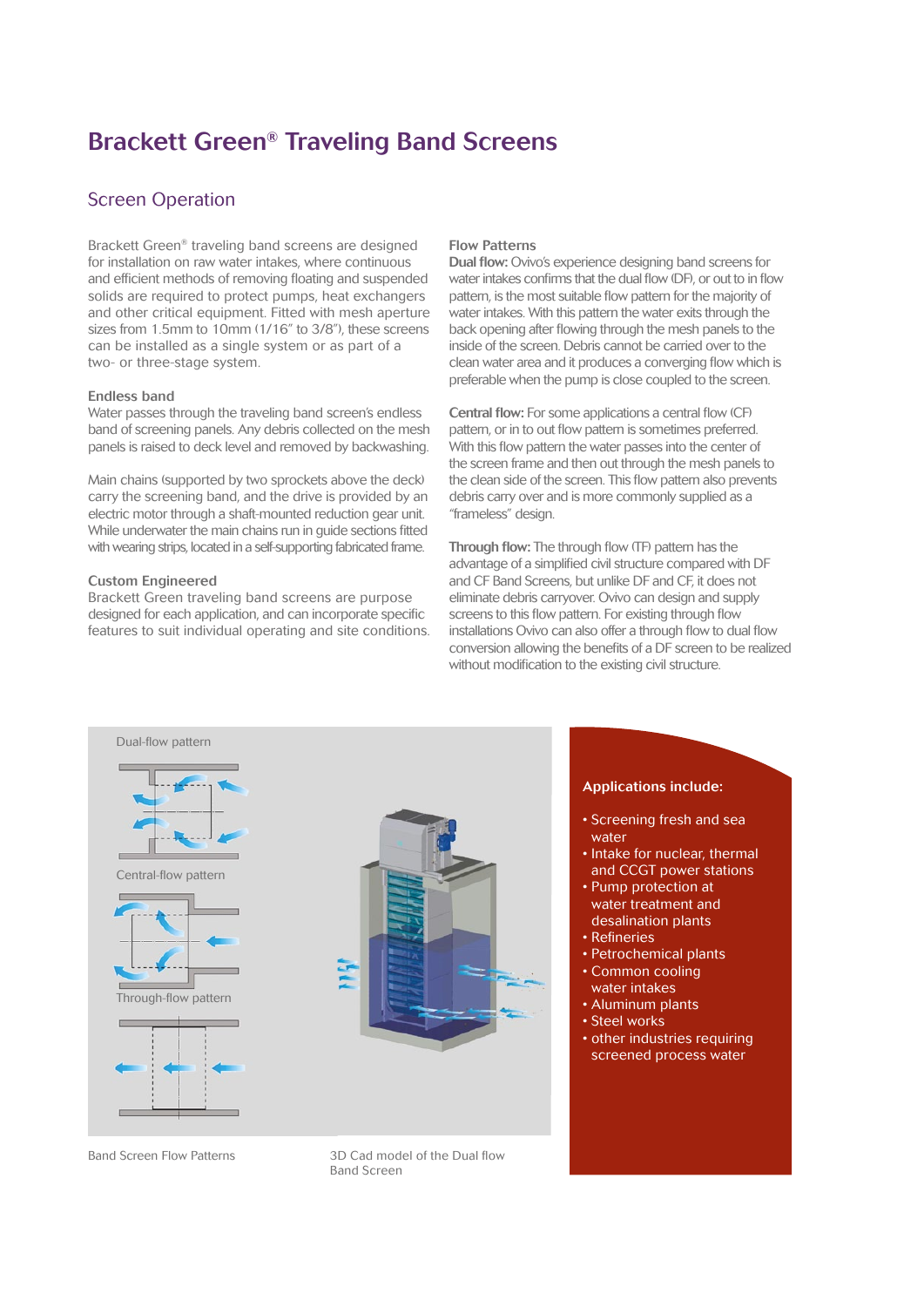# Brackett Green® Traveling Band Screens

## Screen Operation

Brackett Green® traveling band screens are designed for installation on raw water intakes, where continuous and efficient methods of removing floating and suspended solids are required to protect pumps, heat exchangers and other critical equipment. Fitted with mesh aperture sizes from 1.5mm to 10mm (1/16" to 3/8"), these screens can be installed as a single system or as part of a two- or three-stage system.

### Endless band

Water passes through the traveling band screen's endless band of screening panels. Any debris collected on the mesh panels is raised to deck level and removed by backwashing.

Main chains (supported by two sprockets above the deck) carry the screening band, and the drive is provided by an electric motor through a shaft-mounted reduction gear unit. While underwater the main chains run in guide sections fitted with wearing strips, located in a self-supporting fabricated frame.

### Custom Engineered

Brackett Green traveling band screens are purpose designed for each application, and can incorporate specific features to suit individual operating and site conditions.

### Flow Patterns

**Dual flow:** Ovivo's experience designing band screens for water intakes confirms that the dual flow (DF), or out to in flow pattern, is the most suitable flow pattern for the majority of water intakes. With this pattern the water exits through the back opening after flowing through the mesh panels to the inside of the screen. Debris cannot be carried over to the clean water area and it produces a converging flow which is preferable when the pump is close coupled to the screen.

**Central flow:** For some applications a central flow (CF) pattern, or in to out flow pattern is sometimes preferred. With this flow pattern the water passes into the center of the screen frame and then out through the mesh panels to the clean side of the screen. This flow pattern also prevents debris carry over and is more commonly supplied as a "frameless" design.

**Through flow:** The through flow (TF) pattern has the advantage of a simplified civil structure compared with DF and CF Band Screens, but unlike DF and CF, it does not eliminate debris carryover. Ovivo can design and supply screens to this flow pattern. For existing through flow installations Ovivo can also offer a through flow to dual flow conversion allowing the benefits of a DF screen to be realized without modification to the existing civil structure.

Dual-flow pattern

Central-flow pattern

Through-flow pattern

Band Screen Flow Patterns

3D Cad model of the Dual flow Band Screen

**Applications include:**

- Screening fresh and sea water
- Intake for nuclear, thermal and CCGT power stations
- Pump protection at water treatment and desalination plants
- Refineries
- Petrochemical plants
- Common cooling water intakes
- Aluminum plants
- Steel works
- other industries requiring screened process water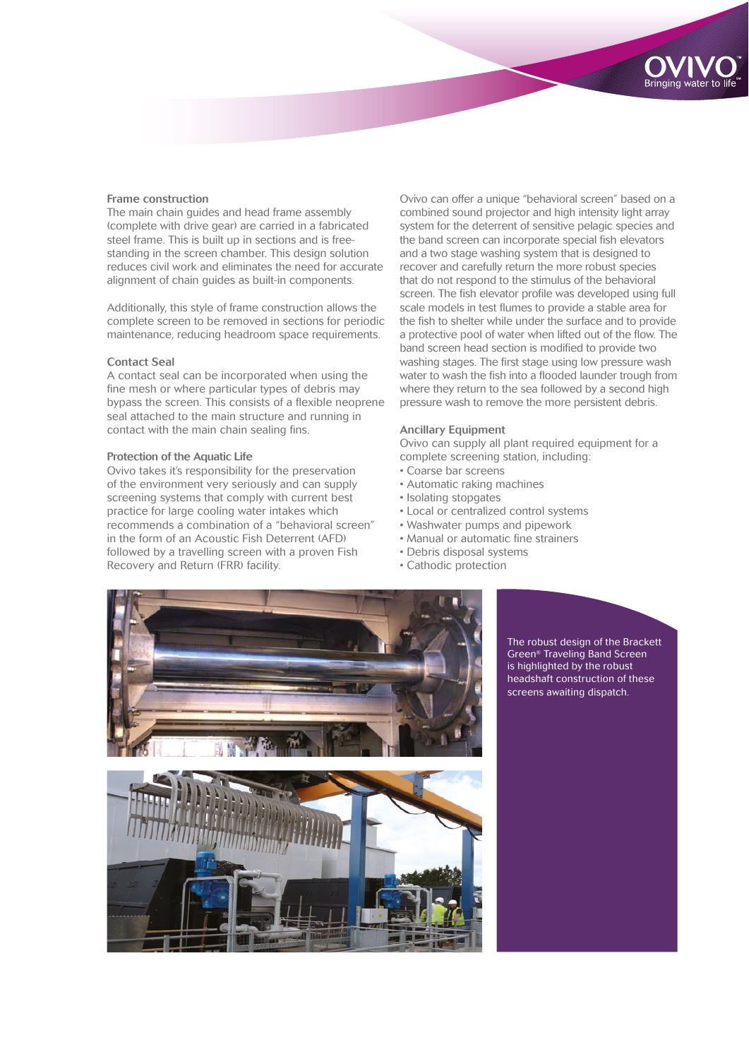### Frame construction

The main chain guides and head frame assembly (complete with drive gear) are carried in a fabricated steel frame. This is built up in sections and is free-standing in the screen chamber. This design solution reduces civil work and eliminates the need for accurate alignment of chain guides as built-in components.

Additionally, this style of frame construction allows the complete screen to be removed in sections for periodic maintenance, reducing headroom space requirements.

### Contact Seal

A contact seal can be incorporated when using the fine mesh or where particular types of debris may bypass the screen. This consists of a flexible neoprene seal attached to the main structure and running in contact with the main chain sealing fins.

### Protection of the Aquatic Life

Ovivo takes it's responsibility for the preservation of the environment very seriously and can supply screening systems that comply with current best practice for large cooling water intakes which recommends a combination of a "behavioral screen" in the form of an Acoustic Fish Deterrent (AFD) followed by a travelling screen with a proven Fish Recovery and Return (FRR) facility.

Ovivo can offer a unique "behavioral screen" based on a combined sound projector and high intensity light array system for the deterrent of sensitive pelagic species and the band screen can incorporate special fish elevators and a two stage washing system that is designed to recover and carefully return the more robust species that do not respond to the stimulus of the behavioral screen. The fish elevator profile was developed using full scale models in test flumes to provide a stable area for the fish to shelter while under the surface and to provide a protective pool of water when lifted out of the flow. The band screen head section is modified to provide two washing stages. The first stage using low pressure wash water to wash the fish into a flooded launder trough from where they return to the sea followed by a second high pressure wash to remove the more persistent debris.

### Ancillary Equipment

Ovivo can supply all plant required equipment for a complete screening station, including:

- Coarse bar screens
- Automatic raking machines
- Isolating stopgates
- Local or centralized control systems
- Washwater pumps and pipework
- Manual or automatic fine strainers
- Debris disposal systems
- Cathodic protection

The robust design of the Brackett Green® Traveling Band Screen is highlighted by the robust headshaft construction of these screens awaiting dispatch.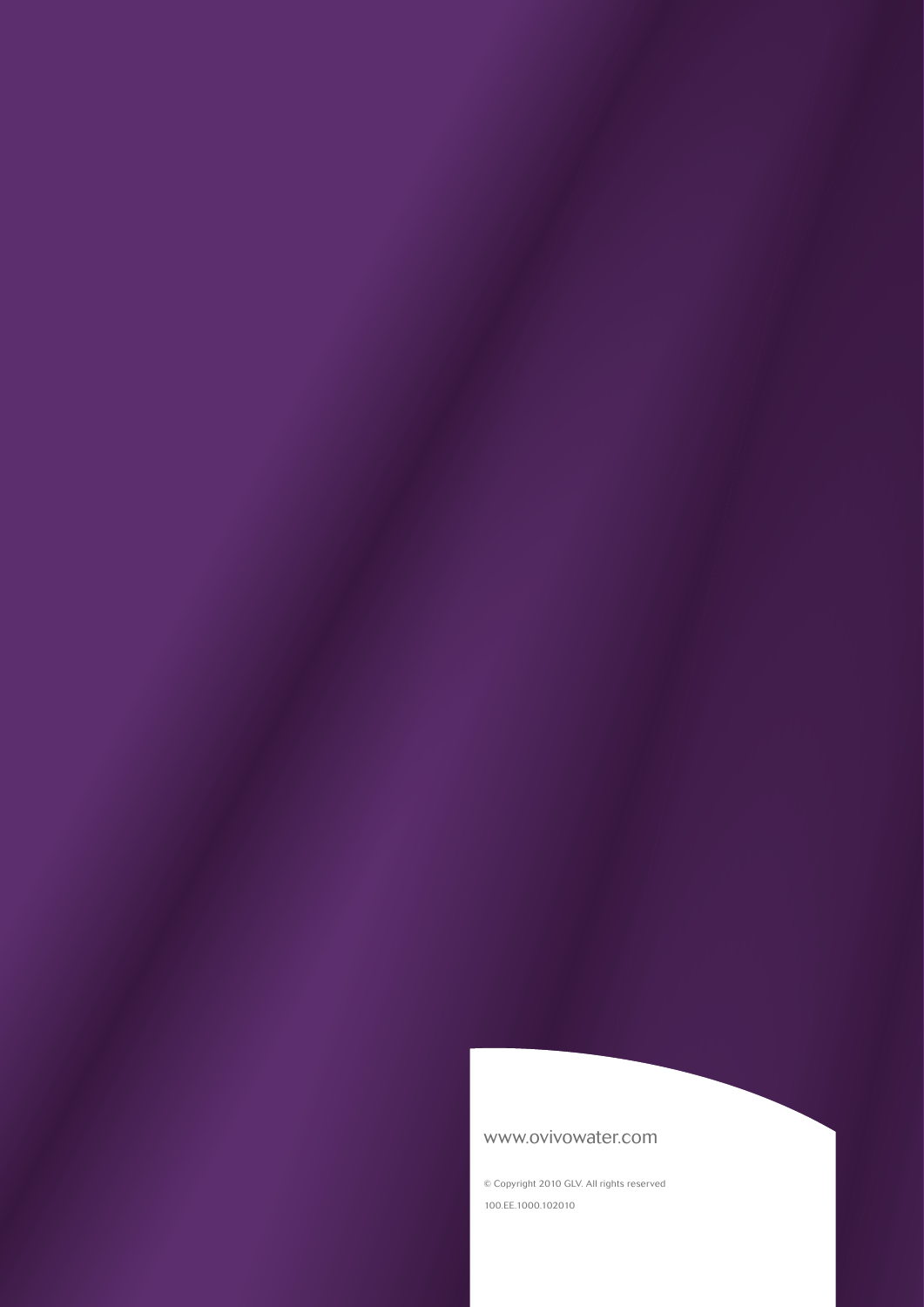www.ovivowater.com

© Copyright 2010 GLV. All rights reserved

100.EE.1000.102010